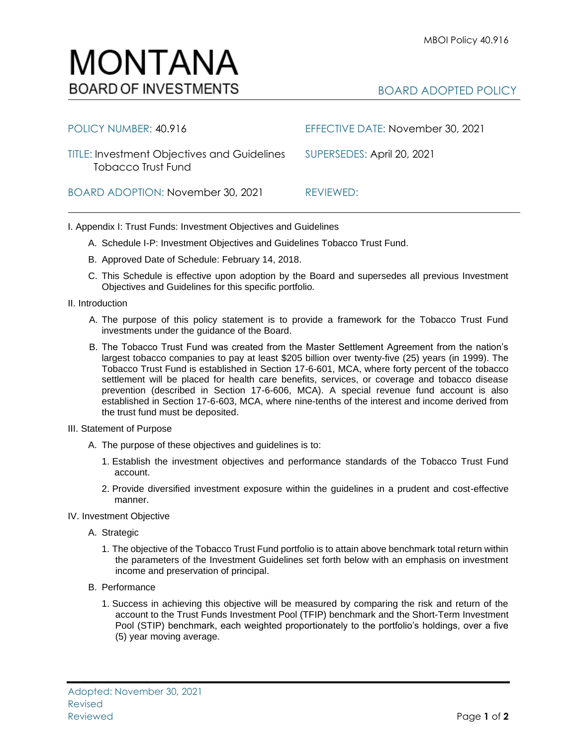# MONTANA
## BOARD OF INVESTMENTS

BOARD ADOPTED POLICY

| | |
|---|---|
| POLICY NUMBER: 40.916 | EFFECTIVE DATE: November 30, 2021 |
| TITLE: Investment Objectives and Guidelines Tobacco Trust Fund | SUPERSEDES: April 20, 2021 |
| BOARD ADOPTION: November 30, 2021 | REVIEWED: |

I. Appendix I: Trust Funds: Investment Objectives and Guidelines

A. Schedule I-P: Investment Objectives and Guidelines Tobacco Trust Fund.

B. Approved Date of Schedule: February 14, 2018.

C. This Schedule is effective upon adoption by the Board and supersedes all previous Investment Objectives and Guidelines for this specific portfolio.

II. Introduction

A. The purpose of this policy statement is to provide a framework for the Tobacco Trust Fund investments under the guidance of the Board.

B. The Tobacco Trust Fund was created from the Master Settlement Agreement from the nation's largest tobacco companies to pay at least $205 billion over twenty-five (25) years (in 1999). The Tobacco Trust Fund is established in Section 17-6-601, MCA, where forty percent of the tobacco settlement will be placed for health care benefits, services, or coverage and tobacco disease prevention (described in Section 17-6-606, MCA). A special revenue fund account is also established in Section 17-6-603, MCA, where nine-tenths of the interest and income derived from the trust fund must be deposited.

III. Statement of Purpose

A. The purpose of these objectives and guidelines is to:

1. Establish the investment objectives and performance standards of the Tobacco Trust Fund account.

2. Provide diversified investment exposure within the guidelines in a prudent and cost-effective manner.

IV. Investment Objective

A. Strategic

1. The objective of the Tobacco Trust Fund portfolio is to attain above benchmark total return within the parameters of the Investment Guidelines set forth below with an emphasis on investment income and preservation of principal.

B. Performance

1. Success in achieving this objective will be measured by comparing the risk and return of the account to the Trust Funds Investment Pool (TFIP) benchmark and the Short-Term Investment Pool (STIP) benchmark, each weighted proportionately to the portfolio's holdings, over a five (5) year moving average.

Adopted: November 30, 2021
Revised
Reviewed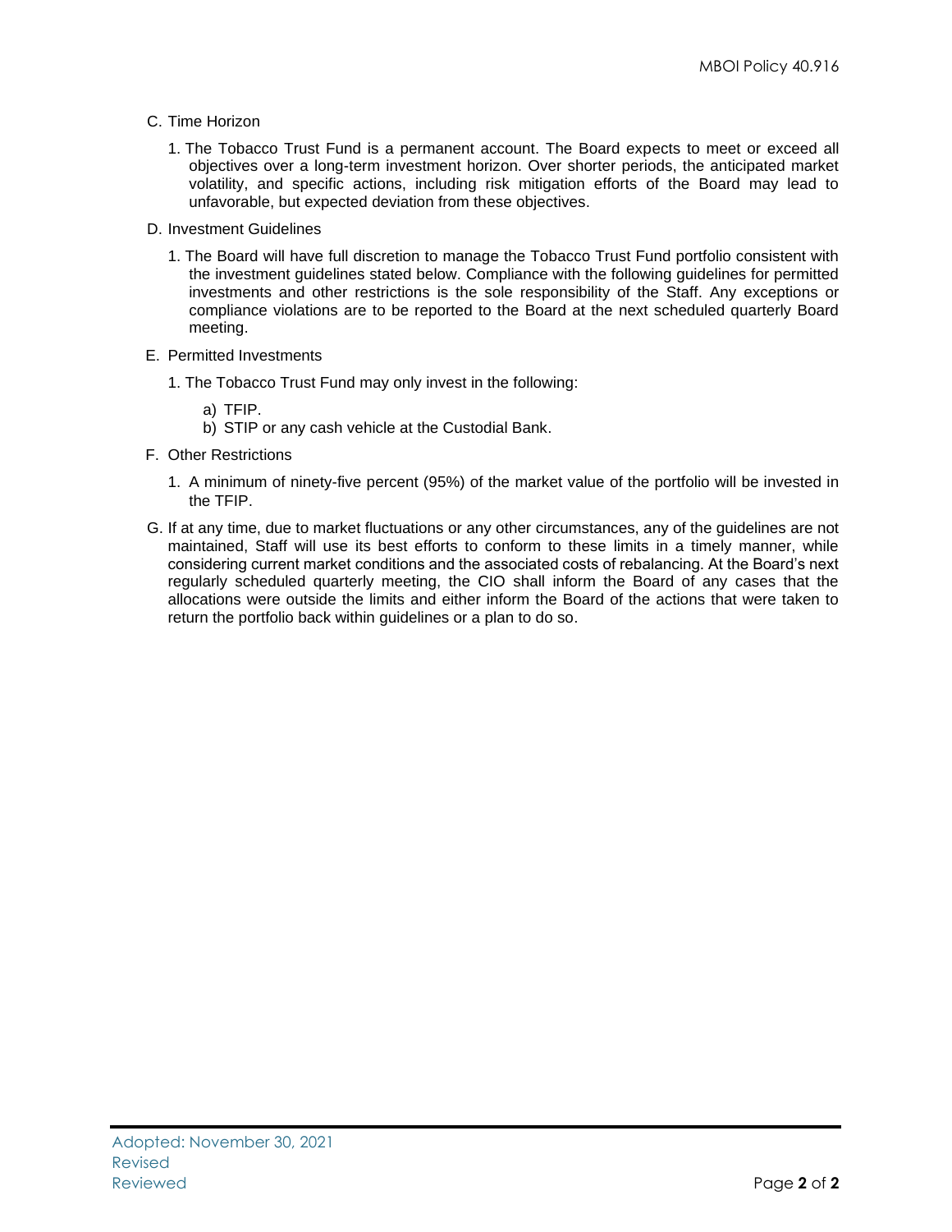C. Time Horizon

1. The Tobacco Trust Fund is a permanent account. The Board expects to meet or exceed all objectives over a long-term investment horizon. Over shorter periods, the anticipated market volatility, and specific actions, including risk mitigation efforts of the Board may lead to unfavorable, but expected deviation from these objectives.

D. Investment Guidelines

1. The Board will have full discretion to manage the Tobacco Trust Fund portfolio consistent with the investment guidelines stated below. Compliance with the following guidelines for permitted investments and other restrictions is the sole responsibility of the Staff. Any exceptions or compliance violations are to be reported to the Board at the next scheduled quarterly Board meeting.

E. Permitted Investments

1. The Tobacco Trust Fund may only invest in the following:

   a) TFIP.
   b) STIP or any cash vehicle at the Custodial Bank.

F. Other Restrictions

1. A minimum of ninety-five percent (95%) of the market value of the portfolio will be invested in the TFIP.

G. If at any time, due to market fluctuations or any other circumstances, any of the guidelines are not maintained, Staff will use its best efforts to conform to these limits in a timely manner, while considering current market conditions and the associated costs of rebalancing. At the Board's next regularly scheduled quarterly meeting, the CIO shall inform the Board of any cases that the allocations were outside the limits and either inform the Board of the actions that were taken to return the portfolio back within guidelines or a plan to do so.

Adopted: November 30, 2021
Revised
Reviewed